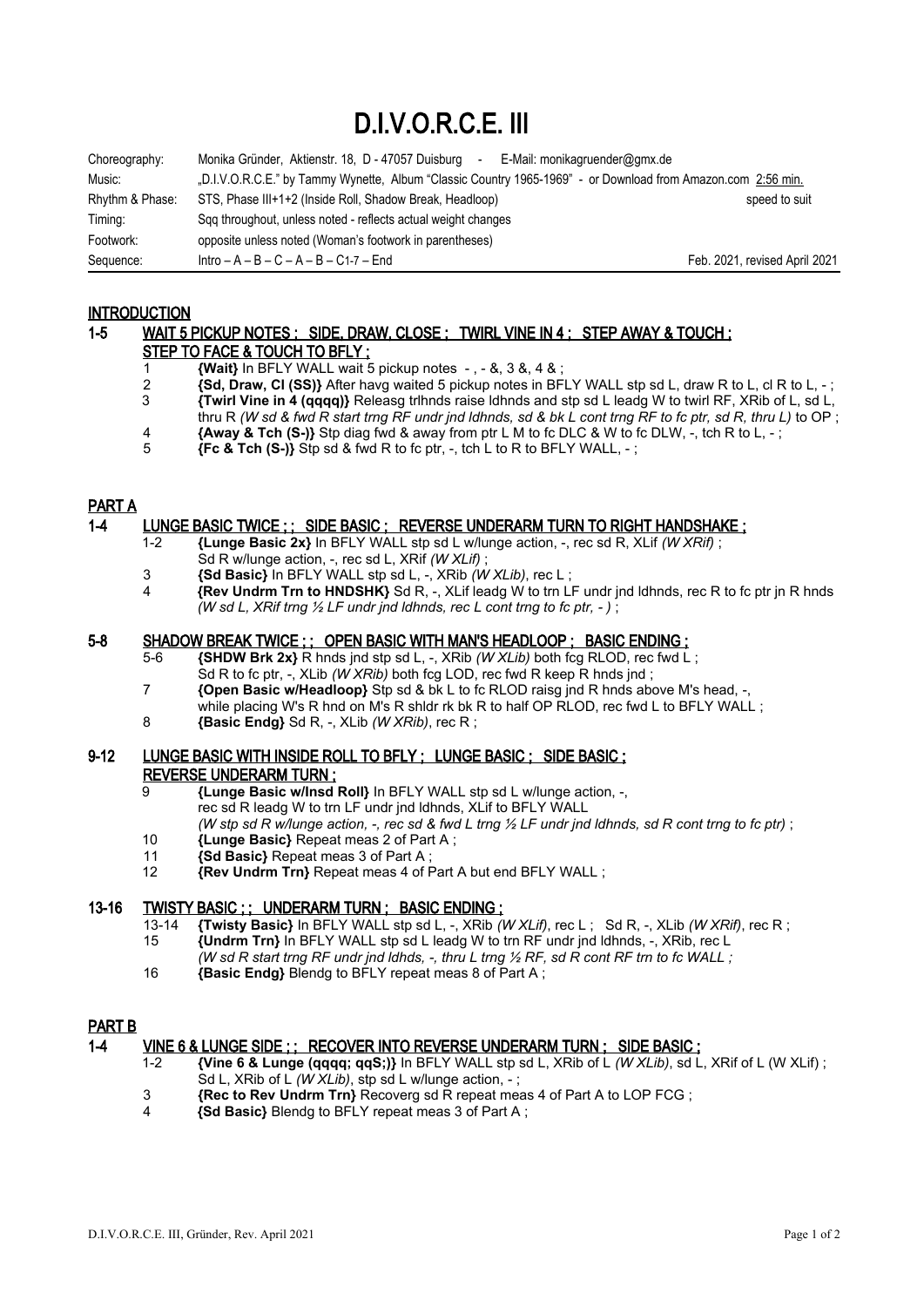# D.I.V.O.R.C.E. III

| | | |
|---|---|---|
| Choreography: | Monika Gründer, Aktienstr. 18, D - 47057 Duisburg - E-Mail: monikagruender@gmx.de | |
| Music: | „D.I.V.O.R.C.E." by Tammy Wynette, Album "Classic Country 1965-1969" - or Download from Amazon.com 2:56 min. | |
| Rhythm & Phase: | STS, Phase III+1+2 (Inside Roll, Shadow Break, Headloop) | speed to suit |
| Timing: | Sqq throughout, unless noted - reflects actual weight changes | |
| Footwork: | opposite unless noted (Woman's footwork in parentheses) | |
| Sequence: | Intro – A – B – C – A – B – C1-7 – End | Feb. 2021, revised April 2021 |

## INTRODUCTION

### 1-5 WAIT 5 PICKUP NOTES ; SIDE, DRAW, CLOSE ; TWIRL VINE IN 4 ; STEP AWAY & TOUCH ; STEP TO FACE & TOUCH TO BFLY ;

1 **{Wait}** In BFLY WALL wait 5 pickup notes - , - &, 3 &, 4 & ;

2 **{Sd, Draw, Cl (SS)}** After havg waited 5 pickup notes in BFLY WALL stp sd L, draw R to L, cl R to L, - ;

3 **{Twirl Vine in 4 (qqqq)}** Releasg trlhnds raise ldhnds and stp sd L leadg W to twirl RF, XRib of L, sd L, thru R *(W sd & fwd R start trng RF undr jnd ldhnds, sd & bk L cont trng RF to fc ptr, sd R, thru L)* to OP ;

4 **{Away & Tch (S-)}** Stp diag fwd & away from ptr L M to fc DLC & W to fc DLW, -, tch R to L, - ;

5 **{Fc & Tch (S-)}** Stp sd & fwd R to fc ptr, -, tch L to R to BFLY WALL, - ;

## PART A

### 1-4 LUNGE BASIC TWICE ; ; SIDE BASIC ; REVERSE UNDERARM TURN TO RIGHT HANDSHAKE ;

1-2 **{Lunge Basic 2x}** In BFLY WALL stp sd L w/lunge action, -, rec sd R, XLif *(W XRif)* ; Sd R w/lunge action, -, rec sd L, XRif *(W XLif)* ;

3 **{Sd Basic}** In BFLY WALL stp sd L, -, XRib *(W XLib)*, rec L ;

4 **{Rev Undrm Trn to HNDSHK}** Sd R, -, XLif leadg W to trn LF undr jnd ldhnds, rec R to fc ptr jn R hnds *(W sd L, XRif trng ½ LF undr jnd ldhnds, rec L cont trng to fc ptr, - )* ;

### 5-8 SHADOW BREAK TWICE ; ; OPEN BASIC WITH MAN'S HEADLOOP ; BASIC ENDING ;

5-6 **{SHDW Brk 2x}** R hnds jnd stp sd L, -, XRib *(W XLib)* both fcg RLOD, rec fwd L ; Sd R to fc ptr, -, XLib *(W XRib)* both fcg LOD, rec fwd R keep R hnds jnd ;

7 **{Open Basic w/Headloop}** Stp sd & bk L to fc RLOD raisg jnd R hnds above M's head, -, while placing W's R hnd on M's R shldr rk bk R to half OP RLOD, rec fwd L to BFLY WALL ;

8 **{Basic Endg}** Sd R, -, XLib *(W XRib)*, rec R ;

### 9-12 LUNGE BASIC WITH INSIDE ROLL TO BFLY ; LUNGE BASIC ; SIDE BASIC ; REVERSE UNDERARM TURN ;

9 **{Lunge Basic w/Insd Roll}** In BFLY WALL stp sd L w/lunge action, -, rec sd R leadg W to trn LF undr jnd ldhnds, XLif to BFLY WALL *(W stp sd R w/lunge action, -, rec sd & fwd L trng ½ LF undr jnd ldhnds, sd R cont trng to fc ptr)* ;

10 **{Lunge Basic}** Repeat meas 2 of Part A ;

11 **{Sd Basic}** Repeat meas 3 of Part A ;

12 **{Rev Undrm Trn}** Repeat meas 4 of Part A but end BFLY WALL ;

### 13-16 TWISTY BASIC ; ; UNDERARM TURN ; BASIC ENDING ;

13-14 **{Twisty Basic}** In BFLY WALL stp sd L, -, XRib *(W XLif)*, rec L ; Sd R, -, XLib *(W XRif)*, rec R ;

15 **{Undrm Trn}** In BFLY WALL stp sd L leadg W to trn RF undr jnd ldhnds, -, XRib, rec L *(W sd R start trng RF undr jnd ldhds, -, thru L trng ½ RF, sd R cont RF trn to fc WALL ;*

16 **{Basic Endg}** Blendg to BFLY repeat meas 8 of Part A ;

## PART B

### 1-4 VINE 6 & LUNGE SIDE ; ; RECOVER INTO REVERSE UNDERARM TURN ; SIDE BASIC ;

1-2 **{Vine 6 & Lunge (qqqq; qqS;)}** In BFLY WALL stp sd L, XRib of L *(W XLib)*, sd L, XRif of L (W XLif) ; Sd L, XRib of L *(W XLib)*, stp sd L w/lunge action, - ;

3 **{Rec to Rev Undrm Trn}** Recoverg sd R repeat meas 4 of Part A to LOP FCG ;

4 **{Sd Basic}** Blendg to BFLY repeat meas 3 of Part A ;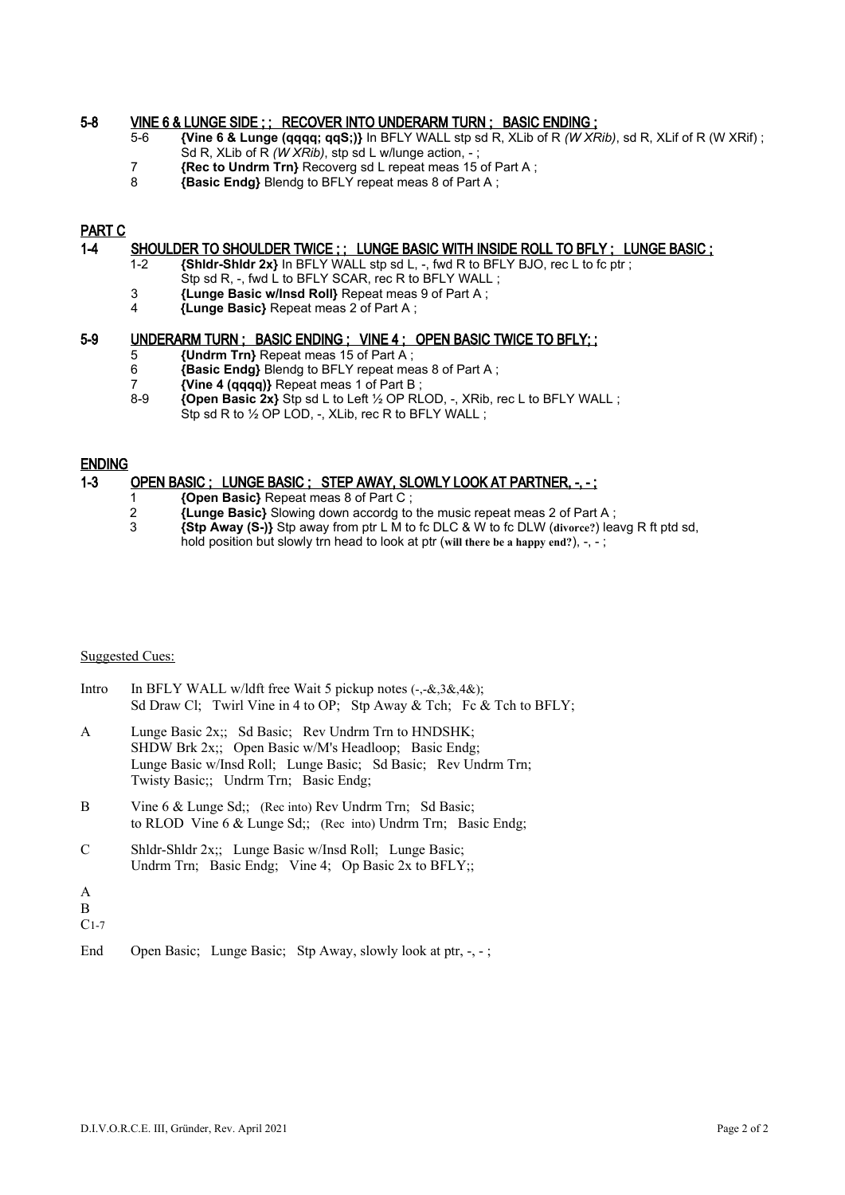**5-8 VINE 6 & LUNGE SIDE ; ; RECOVER INTO UNDERARM TURN ; BASIC ENDING ;**

- 5-6 **{Vine 6 & Lunge (qqqq; qqS;)}** In BFLY WALL stp sd R, XLib of R *(W XRib)*, sd R, XLif of R (W XRif) ; Sd R, XLib of R *(W XRib)*, stp sd L w/lunge action, - ;
- 7 **{Rec to Undrm Trn}** Recoverg sd L repeat meas 15 of Part A ;
- 8 **{Basic Endg}** Blendg to BFLY repeat meas 8 of Part A ;

## PART C

**1-4 SHOULDER TO SHOULDER TWICE ; ; LUNGE BASIC WITH INSIDE ROLL TO BFLY ; LUNGE BASIC ;**

- 1-2 **{Shldr-Shldr 2x}** In BFLY WALL stp sd L, -, fwd R to BFLY BJO, rec L to fc ptr ; Stp sd R, -, fwd L to BFLY SCAR, rec R to BFLY WALL ;
- 3 **{Lunge Basic w/Insd Roll}** Repeat meas 9 of Part A ;
- 4 **{Lunge Basic}** Repeat meas 2 of Part A ;

**5-9 UNDERARM TURN ; BASIC ENDING ; VINE 4 ; OPEN BASIC TWICE TO BFLY; ;**

- 5 **{Undrm Trn}** Repeat meas 15 of Part A ;
- 6 **{Basic Endg}** Blendg to BFLY repeat meas 8 of Part A ;
- 7 **{Vine 4 (qqqq)}** Repeat meas 1 of Part B ;
- 8-9 **{Open Basic 2x}** Stp sd L to Left ½ OP RLOD, -, XRib, rec L to BFLY WALL ; Stp sd R to ½ OP LOD, -, XLib, rec R to BFLY WALL ;

## ENDING

**1-3 OPEN BASIC ; LUNGE BASIC ; STEP AWAY, SLOWLY LOOK AT PARTNER, -, - ;**

- 1 **{Open Basic}** Repeat meas 8 of Part C ;
- 2 **{Lunge Basic}** Slowing down accordg to the music repeat meas 2 of Part A ;
- 3 **{Stp Away (S-)}** Stp away from ptr L M to fc DLC & W to fc DLW (**divorce?**) leavg R ft ptd sd, hold position but slowly trn head to look at ptr (**will there be a happy end?**), -, - ;

Suggested Cues:

Intro In BFLY WALL w/ldft free Wait 5 pickup notes (-,-&,3&,4&);
Sd Draw Cl; Twirl Vine in 4 to OP; Stp Away & Tch; Fc & Tch to BFLY;

A Lunge Basic 2x;; Sd Basic; Rev Undrm Trn to HNDSHK;
SHDW Brk 2x;; Open Basic w/M's Headloop; Basic Endg;
Lunge Basic w/Insd Roll; Lunge Basic; Sd Basic; Rev Undrm Trn;
Twisty Basic;; Undrm Trn; Basic Endg;

B Vine 6 & Lunge Sd;; (Rec into) Rev Undrm Trn; Sd Basic;
to RLOD Vine 6 & Lunge Sd;; (Rec into) Undrm Trn; Basic Endg;

C Shldr-Shldr 2x;; Lunge Basic w/Insd Roll; Lunge Basic;
Undrm Trn; Basic Endg; Vine 4; Op Basic 2x to BFLY;;

A

B

C1-7

End Open Basic; Lunge Basic; Stp Away, slowly look at ptr, -, - ;